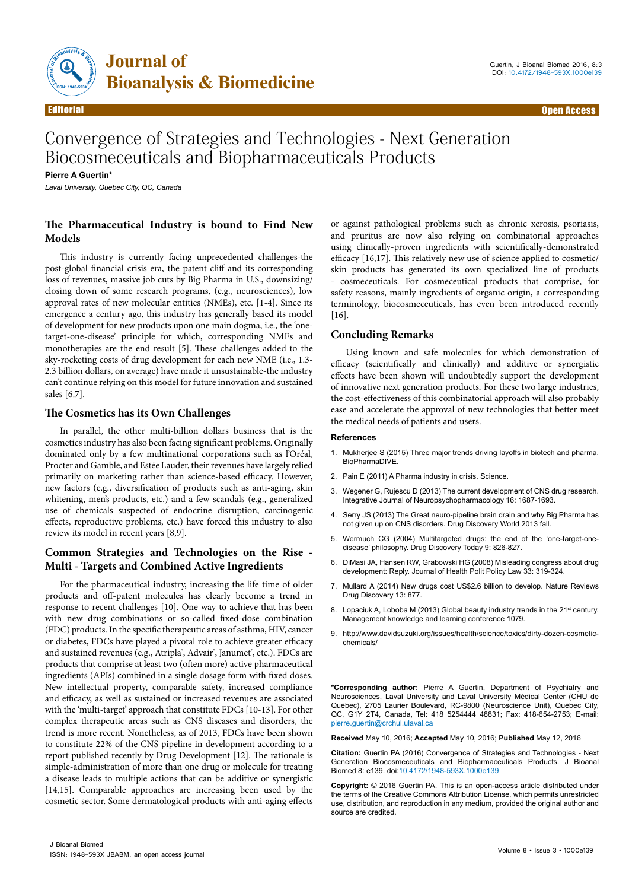# Convergence of Strategies and Technologies - Next Generation Biocosmeceuticals and Biopharmaceuticals Products

**Pierre A Guertin***

*Laval University, Quebec City, QC, Canada*

## The Pharmaceutical Industry is bound to Find New Models

This industry is currently facing unprecedented challenges-the post-global financial crisis era, the patent cliff and its corresponding loss of revenues, massive job cuts by Big Pharma in U.S., downsizing/closing down of some research programs, (e.g., neurosciences), low approval rates of new molecular entities (NMEs), etc. [1-4]. Since its emergence a century ago, this industry has generally based its model of development for new products upon one main dogma, i.e., the 'one-target-one-disease' principle for which, corresponding NMEs and monotherapies are the end result [5]. These challenges added to the sky-rocketing costs of drug development for each new NME (i.e., 1.3-2.3 billion dollars, on average) have made it unsustainable-the industry can't continue relying on this model for future innovation and sustained sales [6,7].

## The Cosmetics has its Own Challenges

In parallel, the other multi-billion dollars business that is the cosmetics industry has also been facing significant problems. Originally dominated only by a few multinational corporations such as l'Oréal, Procter and Gamble, and Estée Lauder, their revenues have largely relied primarily on marketing rather than science-based efficacy. However, new factors (e.g., diversification of products such as anti-aging, skin whitening, men's products, etc.) and a few scandals (e.g., generalized use of chemicals suspected of endocrine disruption, carcinogenic effects, reproductive problems, etc.) have forced this industry to also review its model in recent years [8,9].

## Common Strategies and Technologies on the Rise - Multi - Targets and Combined Active Ingredients

For the pharmaceutical industry, increasing the life time of older products and off-patent molecules has clearly become a trend in response to recent challenges [10]. One way to achieve that has been with new drug combinations or so-called fixed-dose combination (FDC) products. In the specific therapeutic areas of asthma, HIV, cancer or diabetes, FDCs have played a pivotal role to achieve greater efficacy and sustained revenues (e.g., Atripla®, Advair®, Janumet®, etc.). FDCs are products that comprise at least two (often more) active pharmaceutical ingredients (APIs) combined in a single dosage form with fixed doses. New intellectual property, comparable safety, increased compliance and efficacy, as well as sustained or increased revenues are associated with the 'multi-target' approach that constitute FDCs [10-13]. For other complex therapeutic areas such as CNS diseases and disorders, the trend is more recent. Nonetheless, as of 2013, FDCs have been shown to constitute 22% of the CNS pipeline in development according to a report published recently by Drug Development [12]. The rationale is simple-administration of more than one drug or molecule for treating a disease leads to multiple actions that can be additive or synergistic [14,15]. Comparable approaches are increasing been used by the cosmetic sector. Some dermatological products with anti-aging effects or against pathological problems such as chronic xerosis, psoriasis, and pruritus are now also relying on combinatorial approaches using clinically-proven ingredients with scientifically-demonstrated efficacy [16,17]. This relatively new use of science applied to cosmetic/skin products has generated its own specialized line of products - cosmeceuticals. For cosmeceutical products that comprise, for safety reasons, mainly ingredients of organic origin, a corresponding terminology, biocosmeceuticals, has even been introduced recently [16].

## Concluding Remarks

Using known and safe molecules for which demonstration of efficacy (scientifically and clinically) and additive or synergistic effects have been shown will undoubtedly support the development of innovative next generation products. For these two large industries, the cost-effectiveness of this combinatorial approach will also probably ease and accelerate the approval of new technologies that better meet the medical needs of patients and users.

### References

1. Mukherjee S (2015) Three major trends driving layoffs in biotech and pharma. BioPharmaDIVE.
2. Pain E (2011) A Pharma industry in crisis. Science.
3. Wegener G, Rujescu D (2013) The current development of CNS drug research. Integrative Journal of Neuropsychopharmacology 16: 1687-1693.
4. Serry JS (2013) The Great neuro-pipeline brain drain and why Big Pharma has not given up on CNS disorders. Drug Discovery World 2013 fall.
5. Wermuch CG (2004) Multitargeted drugs: the end of the 'one-target-one-disease' philosophy. Drug Discovery Today 9: 826-827.
6. DiMasi JA, Hansen RW, Grabowski HG (2008) Misleading congress about drug development: Reply. Journal of Health Polit Policy Law 33: 319-324.
7. Mullard A (2014) New drugs cost US$2.6 billion to develop. Nature Reviews Drug Discovery 13: 877.
8. Lopaciuk A, Loboba M (2013) Global beauty industry trends in the 21st century. Management knowledge and learning conference 1079.
9. http://www.davidsuzuki.org/issues/health/science/toxics/dirty-dozen-cosmetic-chemicals/

**\*Corresponding author:** Pierre A Guertin, Department of Psychiatry and Neurosciences, Laval University and Laval University Médical Center (CHU de Québec), 2705 Laurier Boulevard, RC-9800 (Neuroscience Unit), Québec City, QC, G1Y 2T4, Canada, Tel: 418 5254444 48831; Fax: 418-654-2753; E-mail: pierre.guertin@crchul.ulaval.ca

**Received** May 10, 2016; **Accepted** May 10, 2016; **Published** May 12, 2016

**Citation:** Guertin PA (2016) Convergence of Strategies and Technologies - Next Generation Biocosmeceuticals and Biopharmaceuticals Products. J Bioanal Biomed 8: e139. doi:10.4172/1948-593X.1000e139

**Copyright:** © 2016 Guertin PA. This is an open-access article distributed under the terms of the Creative Commons Attribution License, which permits unrestricted use, distribution, and reproduction in any medium, provided the original author and source are credited.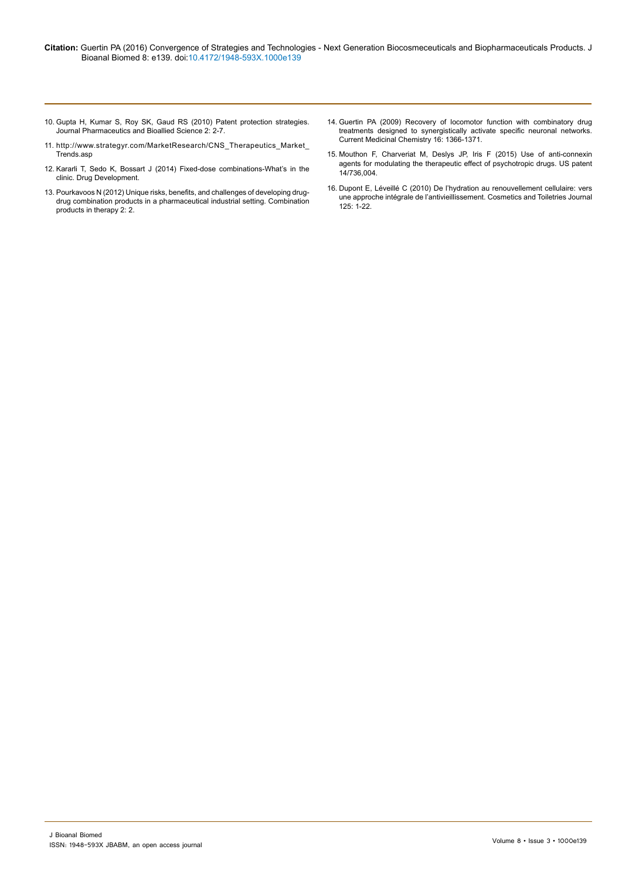10. Gupta H, Kumar S, Roy SK, Gaud RS (2010) Patent protection strategies. Journal Pharmaceutics and Bioallied Science 2: 2-7.

11. http://www.strategyr.com/MarketResearch/CNS_Therapeutics_Market_Trends.asp

12. Kararli T, Sedo K, Bossart J (2014) Fixed-dose combinations-What's in the clinic. Drug Development.

13. Pourkavoos N (2012) Unique risks, benefits, and challenges of developing drug-drug combination products in a pharmaceutical industrial setting. Combination products in therapy 2: 2.

14. Guertin PA (2009) Recovery of locomotor function with combinatory drug treatments designed to synergistically activate specific neuronal networks. Current Medicinal Chemistry 16: 1366-1371.

15. Mouthon F, Charveriat M, Deslys JP, Iris F (2015) Use of anti-connexin agents for modulating the therapeutic effect of psychotropic drugs. US patent 14/736,004.

16. Dupont E, Léveillé C (2010) De l'hydration au renouvellement cellulaire: vers une approche intégrale de l'antivieillissement. Cosmetics and Toiletries Journal 125: 1-22.